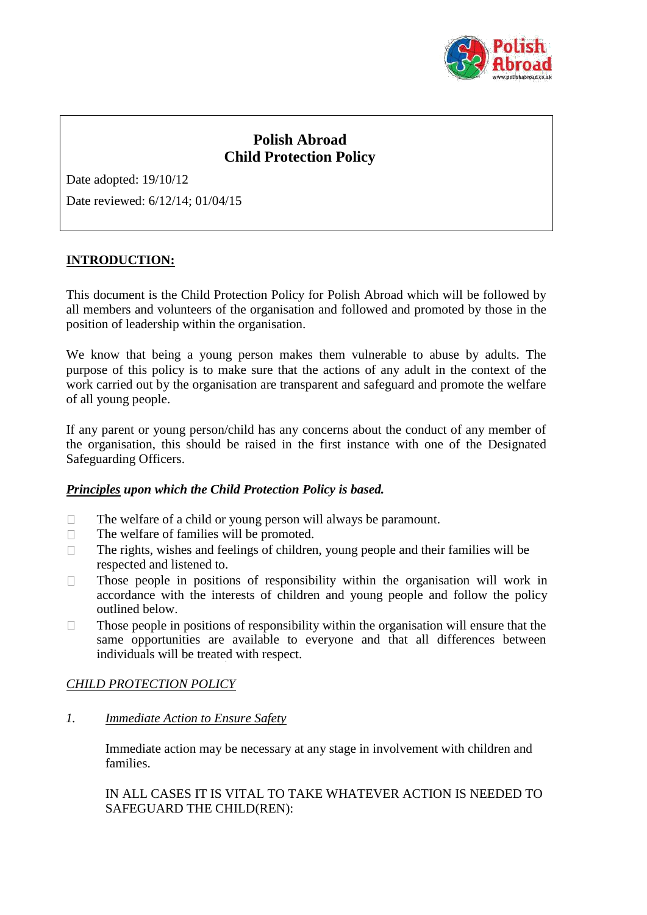# Polish Abroad
## Child Protection Policy

Date adopted: 19/10/12

Date reviewed: 6/12/14; 01/04/15

**INTRODUCTION:**

This document is the Child Protection Policy for Polish Abroad which will be followed by all members and volunteers of the organisation and followed and promoted by those in the position of leadership within the organisation.

We know that being a young person makes them vulnerable to abuse by adults. The purpose of this policy is to make sure that the actions of any adult in the context of the work carried out by the organisation are transparent and safeguard and promote the welfare of all young people.

If any parent or young person/child has any concerns about the conduct of any member of the organisation, this should be raised in the first instance with one of the Designated Safeguarding Officers.

***Principles** upon which the Child Protection Policy is based.*

- The welfare of a child or young person will always be paramount.
- The welfare of families will be promoted.
- The rights, wishes and feelings of children, young people and their families will be respected and listened to.
- Those people in positions of responsibility within the organisation will work in accordance with the interests of children and young people and follow the policy outlined below.
- Those people in positions of responsibility within the organisation will ensure that the same opportunities are available to everyone and that all differences between individuals will be treated with respect.

*CHILD PROTECTION POLICY*

1. *Immediate Action to Ensure Safety*

   Immediate action may be necessary at any stage in involvement with children and families.

   IN ALL CASES IT IS VITAL TO TAKE WHATEVER ACTION IS NEEDED TO SAFEGUARD THE CHILD(REN):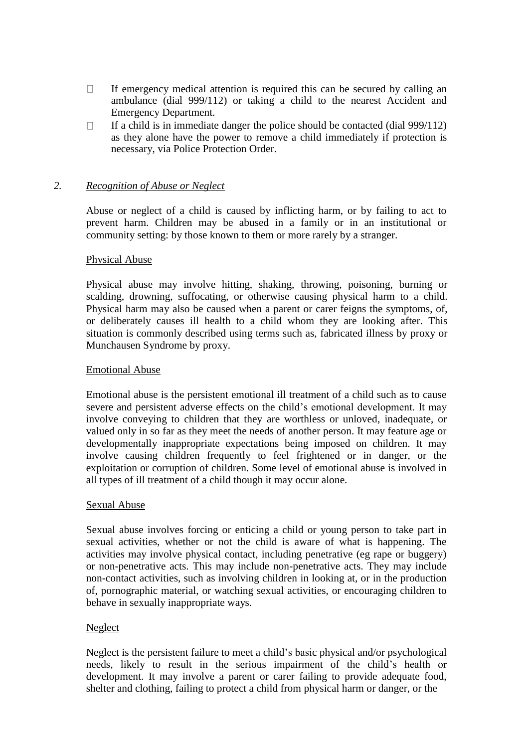- If emergency medical attention is required this can be secured by calling an ambulance (dial 999/112) or taking a child to the nearest Accident and Emergency Department.
- If a child is in immediate danger the police should be contacted (dial 999/112) as they alone have the power to remove a child immediately if protection is necessary, via Police Protection Order.

## 2. *Recognition of Abuse or Neglect*

Abuse or neglect of a child is caused by inflicting harm, or by failing to act to prevent harm. Children may be abused in a family or in an institutional or community setting: by those known to them or more rarely by a stranger.

### Physical Abuse

Physical abuse may involve hitting, shaking, throwing, poisoning, burning or scalding, drowning, suffocating, or otherwise causing physical harm to a child. Physical harm may also be caused when a parent or carer feigns the symptoms, of, or deliberately causes ill health to a child whom they are looking after. This situation is commonly described using terms such as, fabricated illness by proxy or Munchausen Syndrome by proxy.

### Emotional Abuse

Emotional abuse is the persistent emotional ill treatment of a child such as to cause severe and persistent adverse effects on the child's emotional development. It may involve conveying to children that they are worthless or unloved, inadequate, or valued only in so far as they meet the needs of another person. It may feature age or developmentally inappropriate expectations being imposed on children. It may involve causing children frequently to feel frightened or in danger, or the exploitation or corruption of children. Some level of emotional abuse is involved in all types of ill treatment of a child though it may occur alone.

### Sexual Abuse

Sexual abuse involves forcing or enticing a child or young person to take part in sexual activities, whether or not the child is aware of what is happening. The activities may involve physical contact, including penetrative (eg rape or buggery) or non-penetrative acts. This may include non-penetrative acts. They may include non-contact activities, such as involving children in looking at, or in the production of, pornographic material, or watching sexual activities, or encouraging children to behave in sexually inappropriate ways.

### Neglect

Neglect is the persistent failure to meet a child's basic physical and/or psychological needs, likely to result in the serious impairment of the child's health or development. It may involve a parent or carer failing to provide adequate food, shelter and clothing, failing to protect a child from physical harm or danger, or the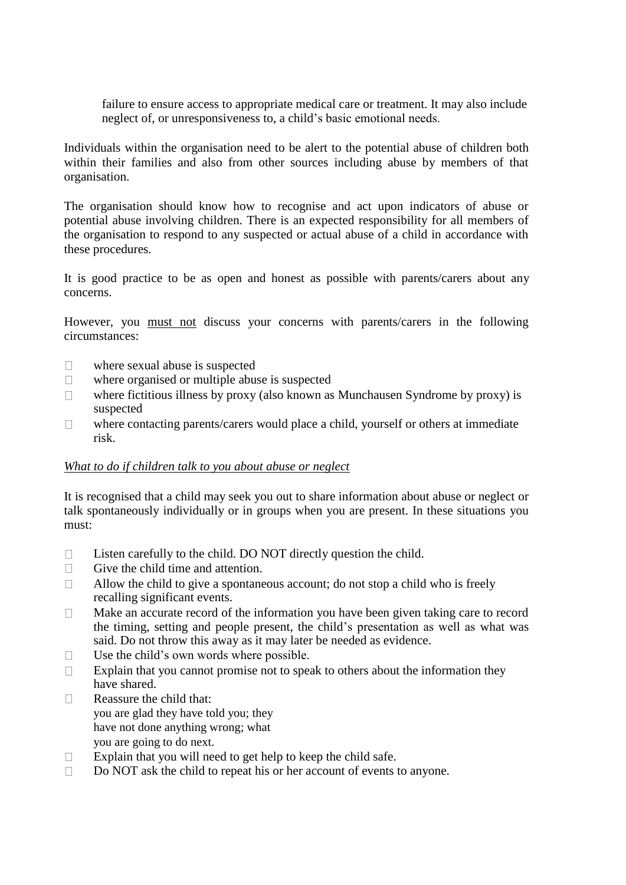failure to ensure access to appropriate medical care or treatment. It may also include neglect of, or unresponsiveness to, a child's basic emotional needs.

Individuals within the organisation need to be alert to the potential abuse of children both within their families and also from other sources including abuse by members of that organisation.

The organisation should know how to recognise and act upon indicators of abuse or potential abuse involving children. There is an expected responsibility for all members of the organisation to respond to any suspected or actual abuse of a child in accordance with these procedures.

It is good practice to be as open and honest as possible with parents/carers about any concerns.

However, you <u>must not</u> discuss your concerns with parents/carers in the following circumstances:

- where sexual abuse is suspected
- where organised or multiple abuse is suspected
- where fictitious illness by proxy (also known as Munchausen Syndrome by proxy) is suspected
- where contacting parents/carers would place a child, yourself or others at immediate risk.

*<u>What to do if children talk to you about abuse or neglect</u>*

It is recognised that a child may seek you out to share information about abuse or neglect or talk spontaneously individually or in groups when you are present. In these situations you must:

- Listen carefully to the child. DO NOT directly question the child.
- Give the child time and attention.
- Allow the child to give a spontaneous account; do not stop a child who is freely recalling significant events.
- Make an accurate record of the information you have been given taking care to record the timing, setting and people present, the child's presentation as well as what was said. Do not throw this away as it may later be needed as evidence.
- Use the child's own words where possible.
- Explain that you cannot promise not to speak to others about the information they have shared.
- Reassure the child that:
  you are glad they have told you; they have not done anything wrong; what you are going to do next.
- Explain that you will need to get help to keep the child safe.
- Do NOT ask the child to repeat his or her account of events to anyone.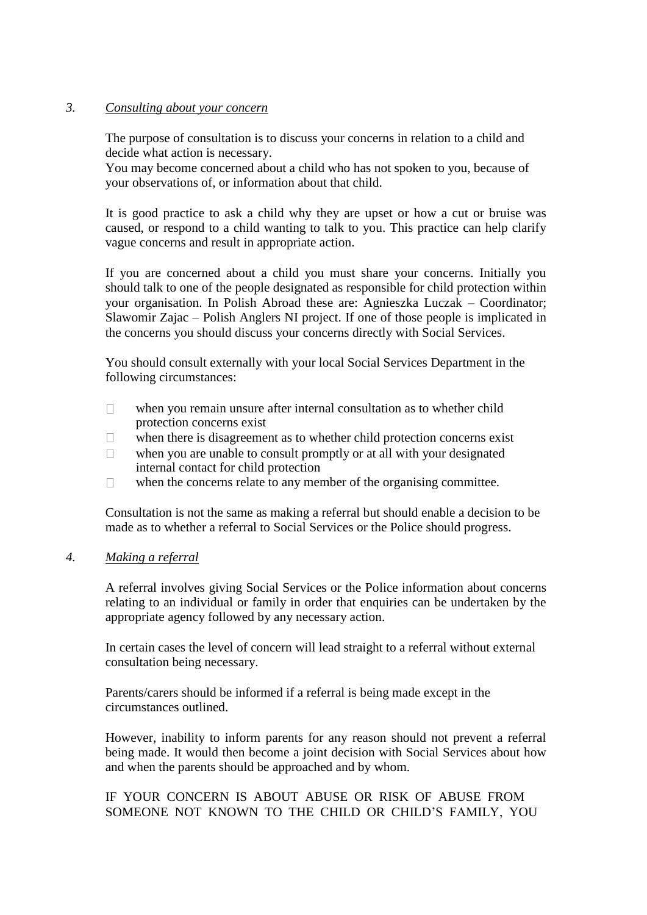## 3. *Consulting about your concern*

The purpose of consultation is to discuss your concerns in relation to a child and decide what action is necessary.
You may become concerned about a child who has not spoken to you, because of your observations of, or information about that child.

It is good practice to ask a child why they are upset or how a cut or bruise was caused, or respond to a child wanting to talk to you. This practice can help clarify vague concerns and result in appropriate action.

If you are concerned about a child you must share your concerns. Initially you should talk to one of the people designated as responsible for child protection within your organisation. In Polish Abroad these are: Agnieszka Luczak – Coordinator; Slawomir Zajac – Polish Anglers NI project. If one of those people is implicated in the concerns you should discuss your concerns directly with Social Services.

You should consult externally with your local Social Services Department in the following circumstances:

- when you remain unsure after internal consultation as to whether child protection concerns exist
- when there is disagreement as to whether child protection concerns exist
- when you are unable to consult promptly or at all with your designated internal contact for child protection
- when the concerns relate to any member of the organising committee.

Consultation is not the same as making a referral but should enable a decision to be made as to whether a referral to Social Services or the Police should progress.

## 4. *Making a referral*

A referral involves giving Social Services or the Police information about concerns relating to an individual or family in order that enquiries can be undertaken by the appropriate agency followed by any necessary action.

In certain cases the level of concern will lead straight to a referral without external consultation being necessary.

Parents/carers should be informed if a referral is being made except in the circumstances outlined.

However, inability to inform parents for any reason should not prevent a referral being made. It would then become a joint decision with Social Services about how and when the parents should be approached and by whom.

IF YOUR CONCERN IS ABOUT ABUSE OR RISK OF ABUSE FROM SOMEONE NOT KNOWN TO THE CHILD OR CHILD'S FAMILY, YOU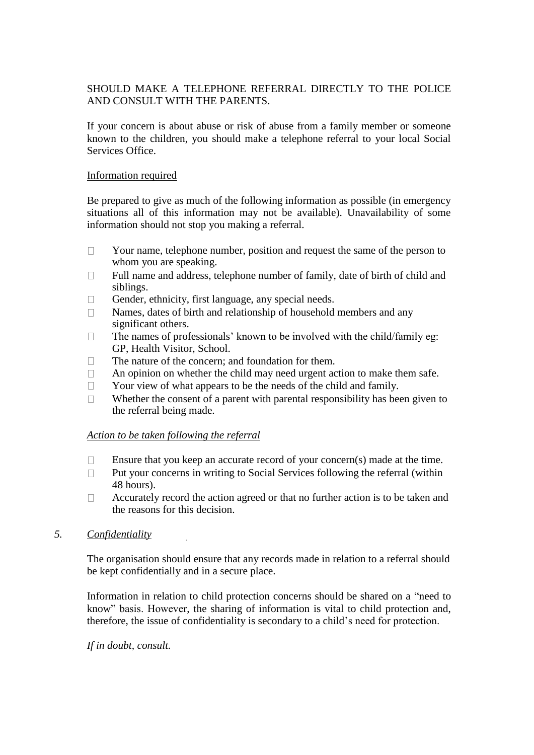SHOULD MAKE A TELEPHONE REFERRAL DIRECTLY TO THE POLICE AND CONSULT WITH THE PARENTS.

If your concern is about abuse or risk of abuse from a family member or someone known to the children, you should make a telephone referral to your local Social Services Office.

<u>Information required</u>

Be prepared to give as much of the following information as possible (in emergency situations all of this information may not be available). Unavailability of some information should not stop you making a referral.

- Your name, telephone number, position and request the same of the person to whom you are speaking.
- Full name and address, telephone number of family, date of birth of child and siblings.
- Gender, ethnicity, first language, any special needs.
- Names, dates of birth and relationship of household members and any significant others.
- The names of professionals' known to be involved with the child/family eg: GP, Health Visitor, School.
- The nature of the concern; and foundation for them.
- An opinion on whether the child may need urgent action to make them safe.
- Your view of what appears to be the needs of the child and family.
- Whether the consent of a parent with parental responsibility has been given to the referral being made.

*<u>Action to be taken following the referral</u>*

- Ensure that you keep an accurate record of your concern(s) made at the time.
- Put your concerns in writing to Social Services following the referral (within 48 hours).
- Accurately record the action agreed or that no further action is to be taken and the reasons for this decision.

## *5. <u>Confidentiality</u>*

The organisation should ensure that any records made in relation to a referral should be kept confidentially and in a secure place.

Information in relation to child protection concerns should be shared on a "need to know" basis. However, the sharing of information is vital to child protection and, therefore, the issue of confidentiality is secondary to a child's need for protection.

*If in doubt, consult.*